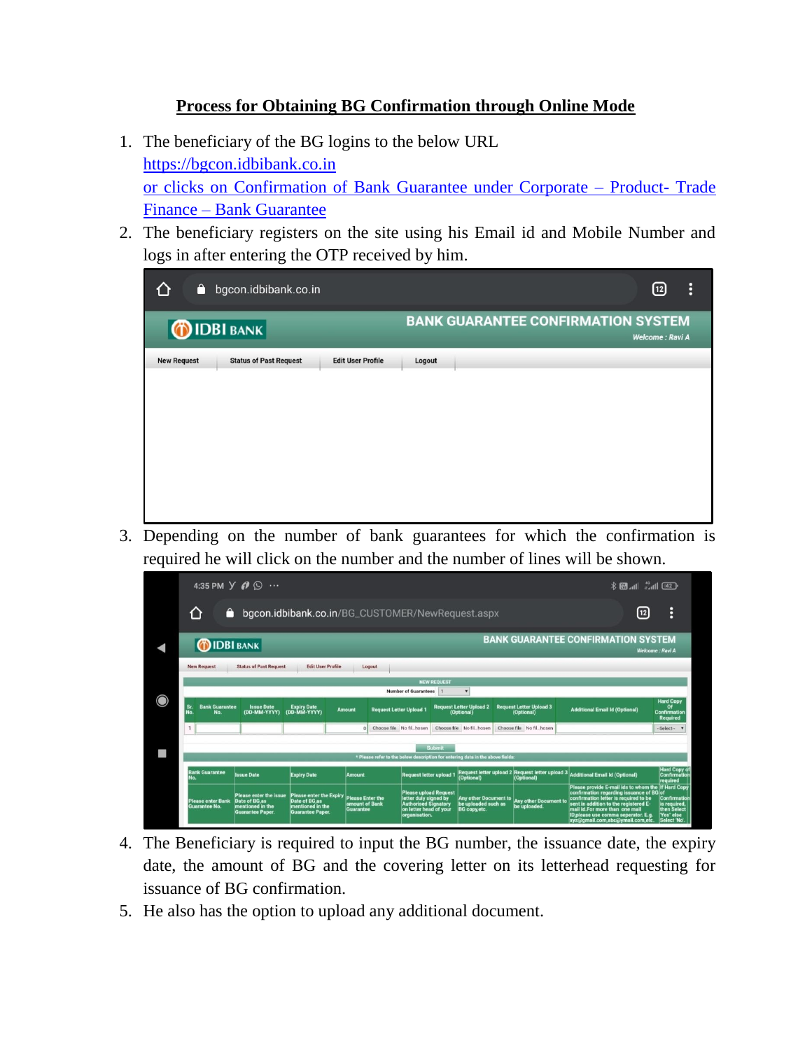# Process for Obtaining BG Confirmation through Online Mode

1. The beneficiary of the BG logins to the below URL
   https://bgcon.idbibank.co.in
   or clicks on Confirmation of Bank Guarantee under Corporate – Product- Trade Finance – Bank Guarantee
2. The beneficiary registers on the site using his Email id and Mobile Number and logs in after entering the OTP received by him.
3. Depending on the number of bank guarantees for which the confirmation is required he will click on the number and the number of lines will be shown.
4. The Beneficiary is required to input the BG number, the issuance date, the expiry date, the amount of BG and the covering letter on its letterhead requesting for issuance of BG confirmation.
5. He also has the option to upload any additional document.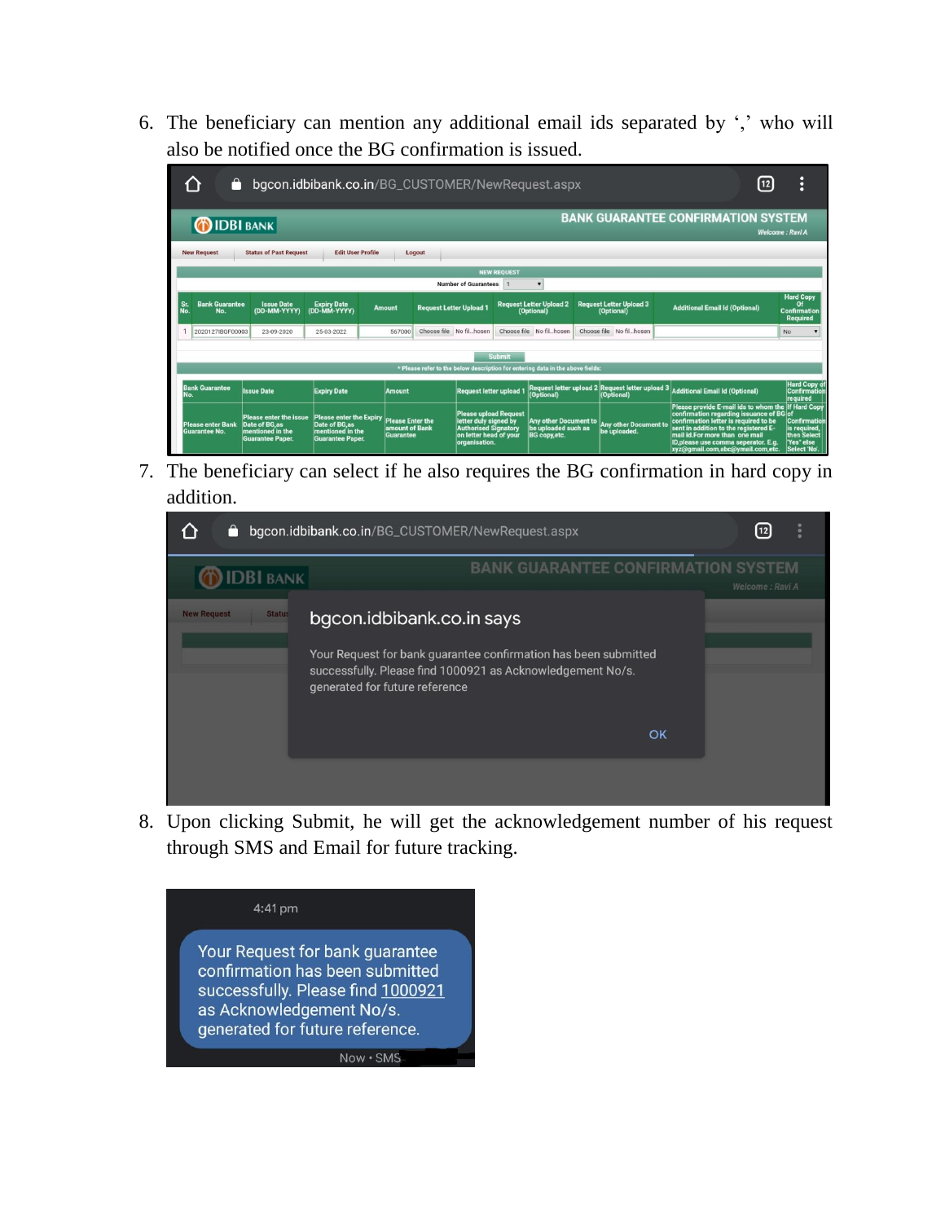6. The beneficiary can mention any additional email ids separated by ',' who will also be notified once the BG confirmation is issued.

7. The beneficiary can select if he also requires the BG confirmation in hard copy in addition.

8. Upon clicking Submit, he will get the acknowledgement number of his request through SMS and Email for future tracking.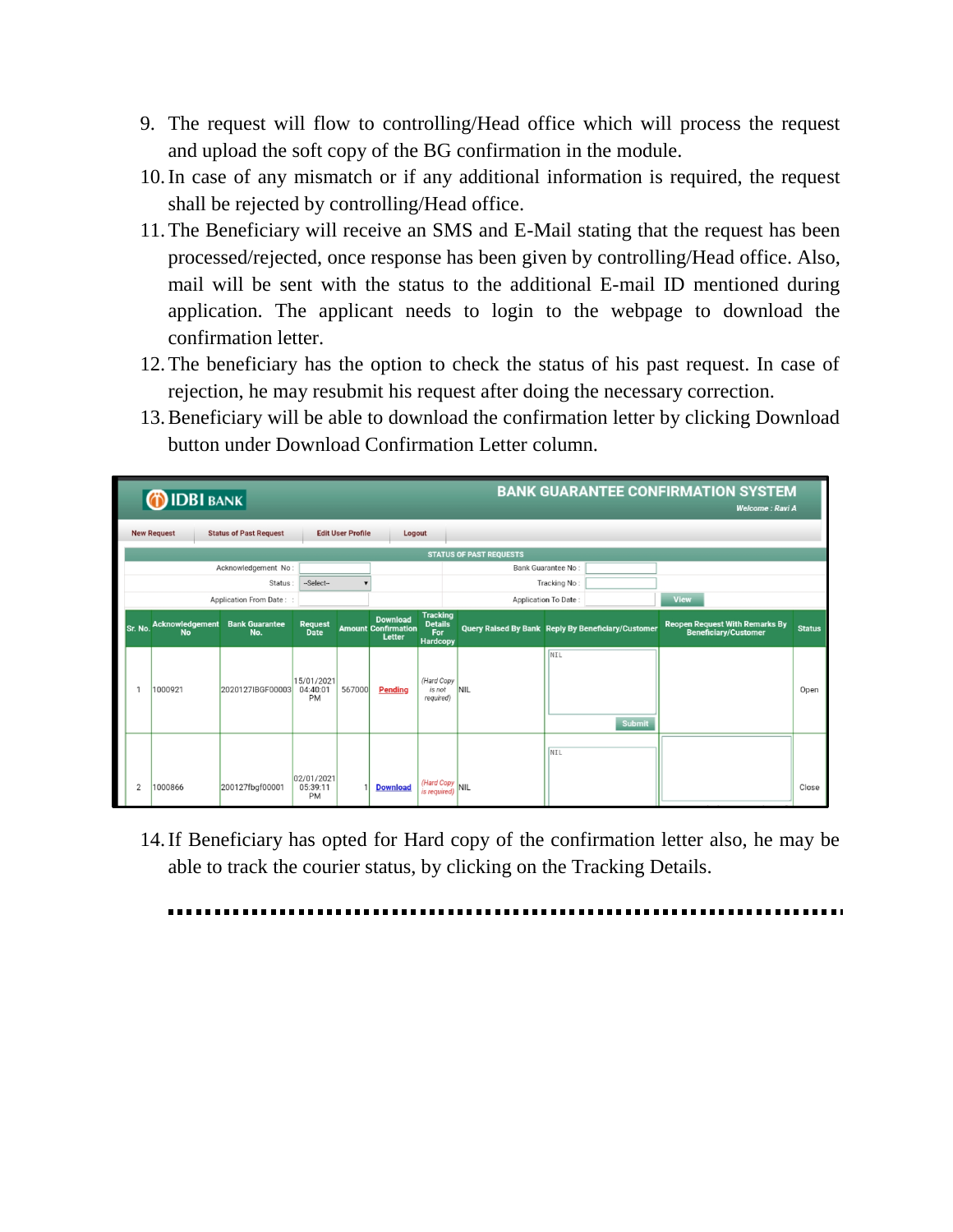9. The request will flow to controlling/Head office which will process the request and upload the soft copy of the BG confirmation in the module.
10. In case of any mismatch or if any additional information is required, the request shall be rejected by controlling/Head office.
11. The Beneficiary will receive an SMS and E-Mail stating that the request has been processed/rejected, once response has been given by controlling/Head office. Also, mail will be sent with the status to the additional E-mail ID mentioned during application. The applicant needs to login to the webpage to download the confirmation letter.
12. The beneficiary has the option to check the status of his past request. In case of rejection, he may resubmit his request after doing the necessary correction.
13. Beneficiary will be able to download the confirmation letter by clicking Download button under Download Confirmation Letter column.

IDBI BANK — BANK GUARANTEE CONFIRMATION SYSTEM

Welcome : Ravi A

New Request | Status of Past Request | Edit User Profile | Logout

STATUS OF PAST REQUESTS

Acknowledgement No : | Bank Guarantee No :
Status : --Select-- | Tracking No :
Application From Date : | Application To Date : | View

| Sr. No. | Acknowledgement No | Bank Guarantee No. | Request Date | Amount | Download Confirmation Letter | Tracking Details For Hardcopy | Query Raised By Bank | Reply By Beneficiary/Customer | Reopen Request With Remarks By Beneficiary/Customer | Status |
|---|---|---|---|---|---|---|---|---|---|---|
| 1 | 1000921 | 2020127IBGF00003 | 15/01/2021 04:40:01 PM | 567000 | Pending | (Hard Copy is not required) | NIL | NIL Submit | | Open |
| 2 | 1000866 | 200127fbgf00001 | 02/01/2021 05:39:11 PM | 1 | Download | (Hard Copy is required) | NIL | NIL | | Close |

14. If Beneficiary has opted for Hard copy of the confirmation letter also, he may be able to track the courier status, by clicking on the Tracking Details.